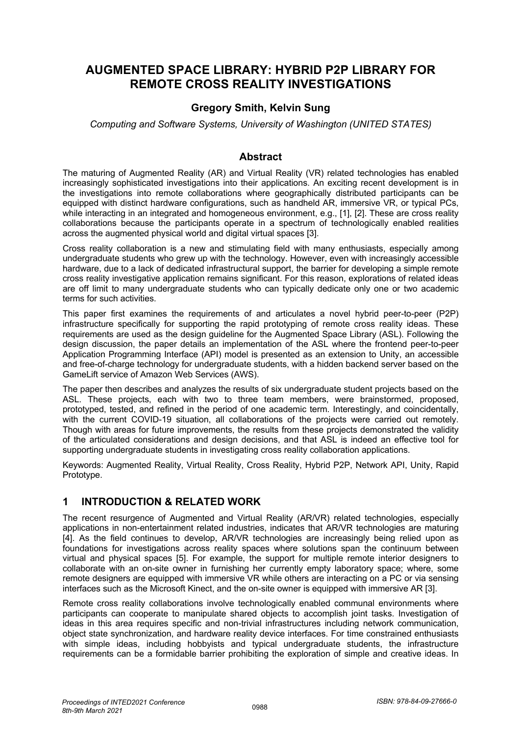# AUGMENTED SPACE LIBRARY: HYBRID P2P LIBRARY FOR REMOTE CROSS REALITY INVESTIGATIONS

**Gregory Smith, Kelvin Sung**

*Computing and Software Systems, University of Washington (UNITED STATES)*

## Abstract

The maturing of Augmented Reality (AR) and Virtual Reality (VR) related technologies has enabled increasingly sophisticated investigations into their applications. An exciting recent development is in the investigations into remote collaborations where geographically distributed participants can be equipped with distinct hardware configurations, such as handheld AR, immersive VR, or typical PCs, while interacting in an integrated and homogeneous environment, e.g., [1], [2]. These are cross reality collaborations because the participants operate in a spectrum of technologically enabled realities across the augmented physical world and digital virtual spaces [3].

Cross reality collaboration is a new and stimulating field with many enthusiasts, especially among undergraduate students who grew up with the technology. However, even with increasingly accessible hardware, due to a lack of dedicated infrastructural support, the barrier for developing a simple remote cross reality investigative application remains significant. For this reason, explorations of related ideas are off limit to many undergraduate students who can typically dedicate only one or two academic terms for such activities.

This paper first examines the requirements of and articulates a novel hybrid peer-to-peer (P2P) infrastructure specifically for supporting the rapid prototyping of remote cross reality ideas. These requirements are used as the design guideline for the Augmented Space Library (ASL). Following the design discussion, the paper details an implementation of the ASL where the frontend peer-to-peer Application Programming Interface (API) model is presented as an extension to Unity, an accessible and free-of-charge technology for undergraduate students, with a hidden backend server based on the GameLift service of Amazon Web Services (AWS).

The paper then describes and analyzes the results of six undergraduate student projects based on the ASL. These projects, each with two to three team members, were brainstormed, proposed, prototyped, tested, and refined in the period of one academic term. Interestingly, and coincidentally, with the current COVID-19 situation, all collaborations of the projects were carried out remotely. Though with areas for future improvements, the results from these projects demonstrated the validity of the articulated considerations and design decisions, and that ASL is indeed an effective tool for supporting undergraduate students in investigating cross reality collaboration applications.

Keywords: Augmented Reality, Virtual Reality, Cross Reality, Hybrid P2P, Network API, Unity, Rapid Prototype.

## 1 INTRODUCTION & RELATED WORK

The recent resurgence of Augmented and Virtual Reality (AR/VR) related technologies, especially applications in non-entertainment related industries, indicates that AR/VR technologies are maturing [4]. As the field continues to develop, AR/VR technologies are increasingly being relied upon as foundations for investigations across reality spaces where solutions span the continuum between virtual and physical spaces [5]. For example, the support for multiple remote interior designers to collaborate with an on-site owner in furnishing her currently empty laboratory space; where, some remote designers are equipped with immersive VR while others are interacting on a PC or via sensing interfaces such as the Microsoft Kinect, and the on-site owner is equipped with immersive AR [3].

Remote cross reality collaborations involve technologically enabled communal environments where participants can cooperate to manipulate shared objects to accomplish joint tasks. Investigation of ideas in this area requires specific and non-trivial infrastructures including network communication, object state synchronization, and hardware reality device interfaces. For time constrained enthusiasts with simple ideas, including hobbyists and typical undergraduate students, the infrastructure requirements can be a formidable barrier prohibiting the exploration of simple and creative ideas. In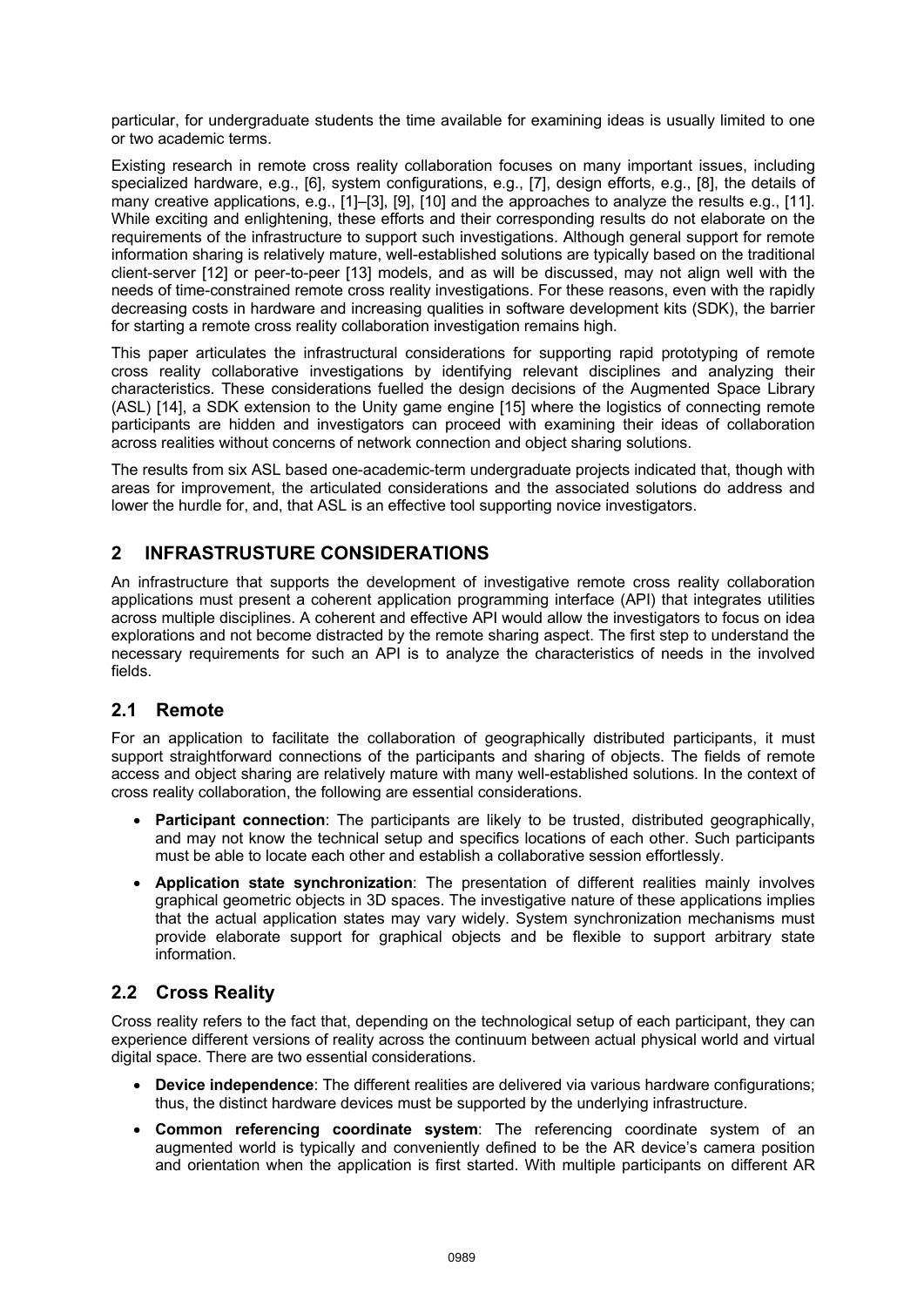particular, for undergraduate students the time available for examining ideas is usually limited to one or two academic terms.

Existing research in remote cross reality collaboration focuses on many important issues, including specialized hardware, e.g., [6], system configurations, e.g., [7], design efforts, e.g., [8], the details of many creative applications, e.g., [1]–[3], [9], [10] and the approaches to analyze the results e.g., [11]. While exciting and enlightening, these efforts and their corresponding results do not elaborate on the requirements of the infrastructure to support such investigations. Although general support for remote information sharing is relatively mature, well-established solutions are typically based on the traditional client-server [12] or peer-to-peer [13] models, and as will be discussed, may not align well with the needs of time-constrained remote cross reality investigations. For these reasons, even with the rapidly decreasing costs in hardware and increasing qualities in software development kits (SDK), the barrier for starting a remote cross reality collaboration investigation remains high.

This paper articulates the infrastructural considerations for supporting rapid prototyping of remote cross reality collaborative investigations by identifying relevant disciplines and analyzing their characteristics. These considerations fuelled the design decisions of the Augmented Space Library (ASL) [14], a SDK extension to the Unity game engine [15] where the logistics of connecting remote participants are hidden and investigators can proceed with examining their ideas of collaboration across realities without concerns of network connection and object sharing solutions.

The results from six ASL based one-academic-term undergraduate projects indicated that, though with areas for improvement, the articulated considerations and the associated solutions do address and lower the hurdle for, and, that ASL is an effective tool supporting novice investigators.

## 2 INFRASTRUSTURE CONSIDERATIONS

An infrastructure that supports the development of investigative remote cross reality collaboration applications must present a coherent application programming interface (API) that integrates utilities across multiple disciplines. A coherent and effective API would allow the investigators to focus on idea explorations and not become distracted by the remote sharing aspect. The first step to understand the necessary requirements for such an API is to analyze the characteristics of needs in the involved fields.

### 2.1 Remote

For an application to facilitate the collaboration of geographically distributed participants, it must support straightforward connections of the participants and sharing of objects. The fields of remote access and object sharing are relatively mature with many well-established solutions. In the context of cross reality collaboration, the following are essential considerations.

- **Participant connection**: The participants are likely to be trusted, distributed geographically, and may not know the technical setup and specifics locations of each other. Such participants must be able to locate each other and establish a collaborative session effortlessly.
- **Application state synchronization**: The presentation of different realities mainly involves graphical geometric objects in 3D spaces. The investigative nature of these applications implies that the actual application states may vary widely. System synchronization mechanisms must provide elaborate support for graphical objects and be flexible to support arbitrary state information.

### 2.2 Cross Reality

Cross reality refers to the fact that, depending on the technological setup of each participant, they can experience different versions of reality across the continuum between actual physical world and virtual digital space. There are two essential considerations.

- **Device independence**: The different realities are delivered via various hardware configurations; thus, the distinct hardware devices must be supported by the underlying infrastructure.
- **Common referencing coordinate system**: The referencing coordinate system of an augmented world is typically and conveniently defined to be the AR device's camera position and orientation when the application is first started. With multiple participants on different AR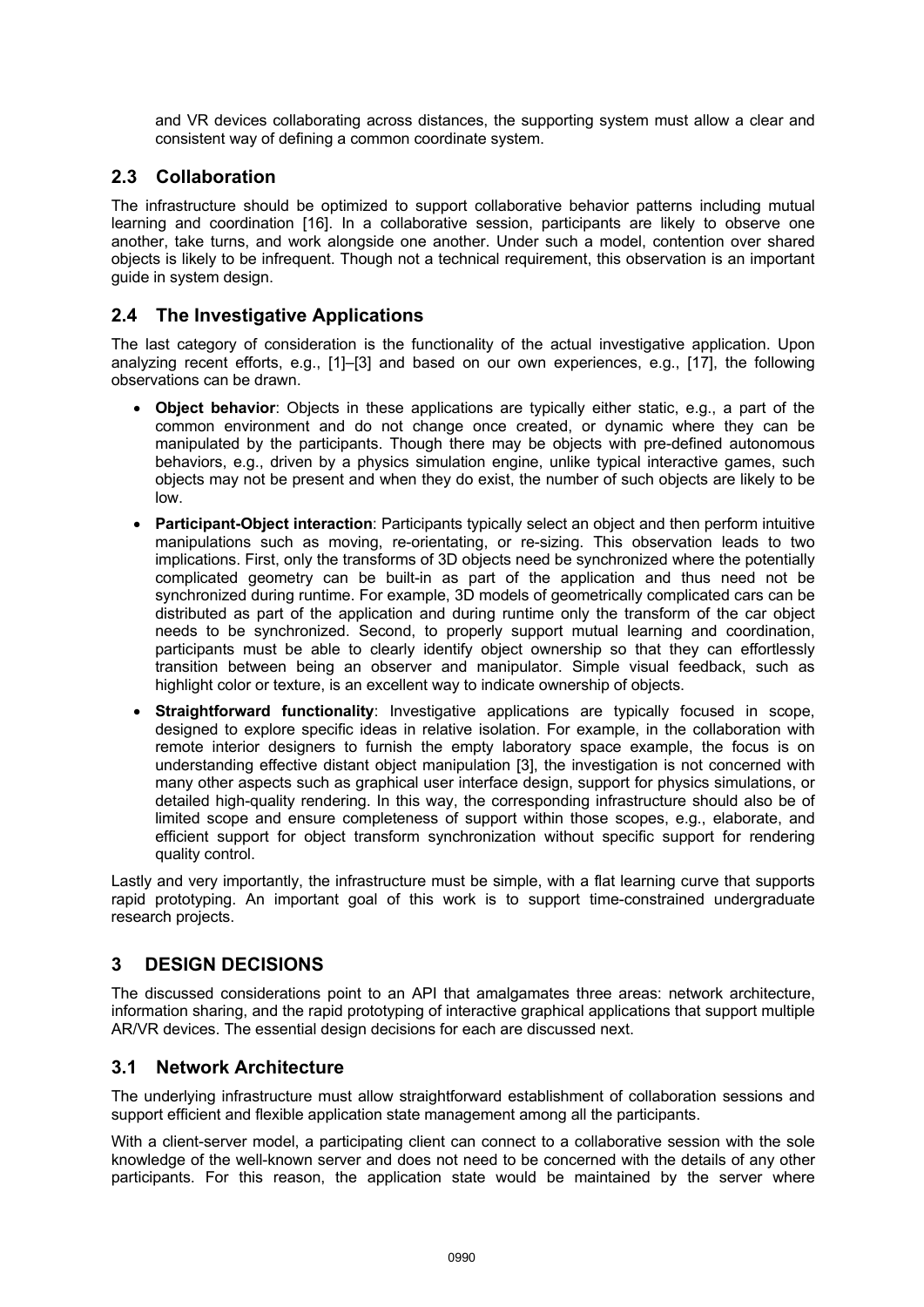and VR devices collaborating across distances, the supporting system must allow a clear and consistent way of defining a common coordinate system.

## 2.3 Collaboration

The infrastructure should be optimized to support collaborative behavior patterns including mutual learning and coordination [16]. In a collaborative session, participants are likely to observe one another, take turns, and work alongside one another. Under such a model, contention over shared objects is likely to be infrequent. Though not a technical requirement, this observation is an important guide in system design.

## 2.4 The Investigative Applications

The last category of consideration is the functionality of the actual investigative application. Upon analyzing recent efforts, e.g., [1]–[3] and based on our own experiences, e.g., [17], the following observations can be drawn.

- **Object behavior**: Objects in these applications are typically either static, e.g., a part of the common environment and do not change once created, or dynamic where they can be manipulated by the participants. Though there may be objects with pre-defined autonomous behaviors, e.g., driven by a physics simulation engine, unlike typical interactive games, such objects may not be present and when they do exist, the number of such objects are likely to be low.
- **Participant-Object interaction**: Participants typically select an object and then perform intuitive manipulations such as moving, re-orientating, or re-sizing. This observation leads to two implications. First, only the transforms of 3D objects need be synchronized where the potentially complicated geometry can be built-in as part of the application and thus need not be synchronized during runtime. For example, 3D models of geometrically complicated cars can be distributed as part of the application and during runtime only the transform of the car object needs to be synchronized. Second, to properly support mutual learning and coordination, participants must be able to clearly identify object ownership so that they can effortlessly transition between being an observer and manipulator. Simple visual feedback, such as highlight color or texture, is an excellent way to indicate ownership of objects.
- **Straightforward functionality**: Investigative applications are typically focused in scope, designed to explore specific ideas in relative isolation. For example, in the collaboration with remote interior designers to furnish the empty laboratory space example, the focus is on understanding effective distant object manipulation [3], the investigation is not concerned with many other aspects such as graphical user interface design, support for physics simulations, or detailed high-quality rendering. In this way, the corresponding infrastructure should also be of limited scope and ensure completeness of support within those scopes, e.g., elaborate, and efficient support for object transform synchronization without specific support for rendering quality control.

Lastly and very importantly, the infrastructure must be simple, with a flat learning curve that supports rapid prototyping. An important goal of this work is to support time-constrained undergraduate research projects.

# 3 DESIGN DECISIONS

The discussed considerations point to an API that amalgamates three areas: network architecture, information sharing, and the rapid prototyping of interactive graphical applications that support multiple AR/VR devices. The essential design decisions for each are discussed next.

## 3.1 Network Architecture

The underlying infrastructure must allow straightforward establishment of collaboration sessions and support efficient and flexible application state management among all the participants.

With a client-server model, a participating client can connect to a collaborative session with the sole knowledge of the well-known server and does not need to be concerned with the details of any other participants. For this reason, the application state would be maintained by the server where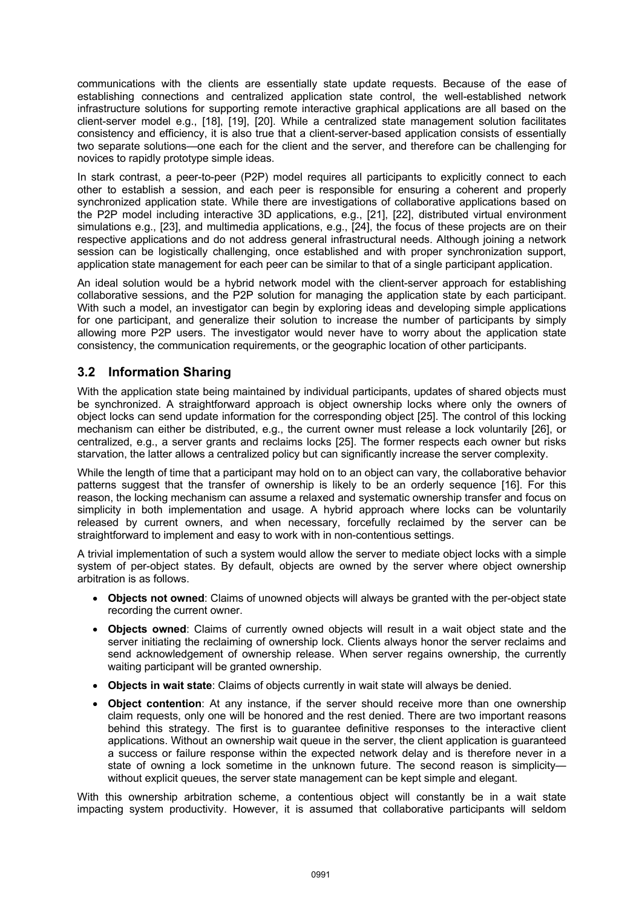communications with the clients are essentially state update requests. Because of the ease of establishing connections and centralized application state control, the well-established network infrastructure solutions for supporting remote interactive graphical applications are all based on the client-server model e.g., [18], [19], [20]. While a centralized state management solution facilitates consistency and efficiency, it is also true that a client-server-based application consists of essentially two separate solutions—one each for the client and the server, and therefore can be challenging for novices to rapidly prototype simple ideas.

In stark contrast, a peer-to-peer (P2P) model requires all participants to explicitly connect to each other to establish a session, and each peer is responsible for ensuring a coherent and properly synchronized application state. While there are investigations of collaborative applications based on the P2P model including interactive 3D applications, e.g., [21], [22], distributed virtual environment simulations e.g., [23], and multimedia applications, e.g., [24], the focus of these projects are on their respective applications and do not address general infrastructural needs. Although joining a network session can be logistically challenging, once established and with proper synchronization support, application state management for each peer can be similar to that of a single participant application.

An ideal solution would be a hybrid network model with the client-server approach for establishing collaborative sessions, and the P2P solution for managing the application state by each participant. With such a model, an investigator can begin by exploring ideas and developing simple applications for one participant, and generalize their solution to increase the number of participants by simply allowing more P2P users. The investigator would never have to worry about the application state consistency, the communication requirements, or the geographic location of other participants.

## 3.2 Information Sharing

With the application state being maintained by individual participants, updates of shared objects must be synchronized. A straightforward approach is object ownership locks where only the owners of object locks can send update information for the corresponding object [25]. The control of this locking mechanism can either be distributed, e.g., the current owner must release a lock voluntarily [26], or centralized, e.g., a server grants and reclaims locks [25]. The former respects each owner but risks starvation, the latter allows a centralized policy but can significantly increase the server complexity.

While the length of time that a participant may hold on to an object can vary, the collaborative behavior patterns suggest that the transfer of ownership is likely to be an orderly sequence [16]. For this reason, the locking mechanism can assume a relaxed and systematic ownership transfer and focus on simplicity in both implementation and usage. A hybrid approach where locks can be voluntarily released by current owners, and when necessary, forcefully reclaimed by the server can be straightforward to implement and easy to work with in non-contentious settings.

A trivial implementation of such a system would allow the server to mediate object locks with a simple system of per-object states. By default, objects are owned by the server where object ownership arbitration is as follows.

- **Objects not owned**: Claims of unowned objects will always be granted with the per-object state recording the current owner.
- **Objects owned**: Claims of currently owned objects will result in a wait object state and the server initiating the reclaiming of ownership lock. Clients always honor the server reclaims and send acknowledgement of ownership release. When server regains ownership, the currently waiting participant will be granted ownership.
- **Objects in wait state**: Claims of objects currently in wait state will always be denied.
- **Object contention**: At any instance, if the server should receive more than one ownership claim requests, only one will be honored and the rest denied. There are two important reasons behind this strategy. The first is to guarantee definitive responses to the interactive client applications. Without an ownership wait queue in the server, the client application is guaranteed a success or failure response within the expected network delay and is therefore never in a state of owning a lock sometime in the unknown future. The second reason is simplicity—without explicit queues, the server state management can be kept simple and elegant.

With this ownership arbitration scheme, a contentious object will constantly be in a wait state impacting system productivity. However, it is assumed that collaborative participants will seldom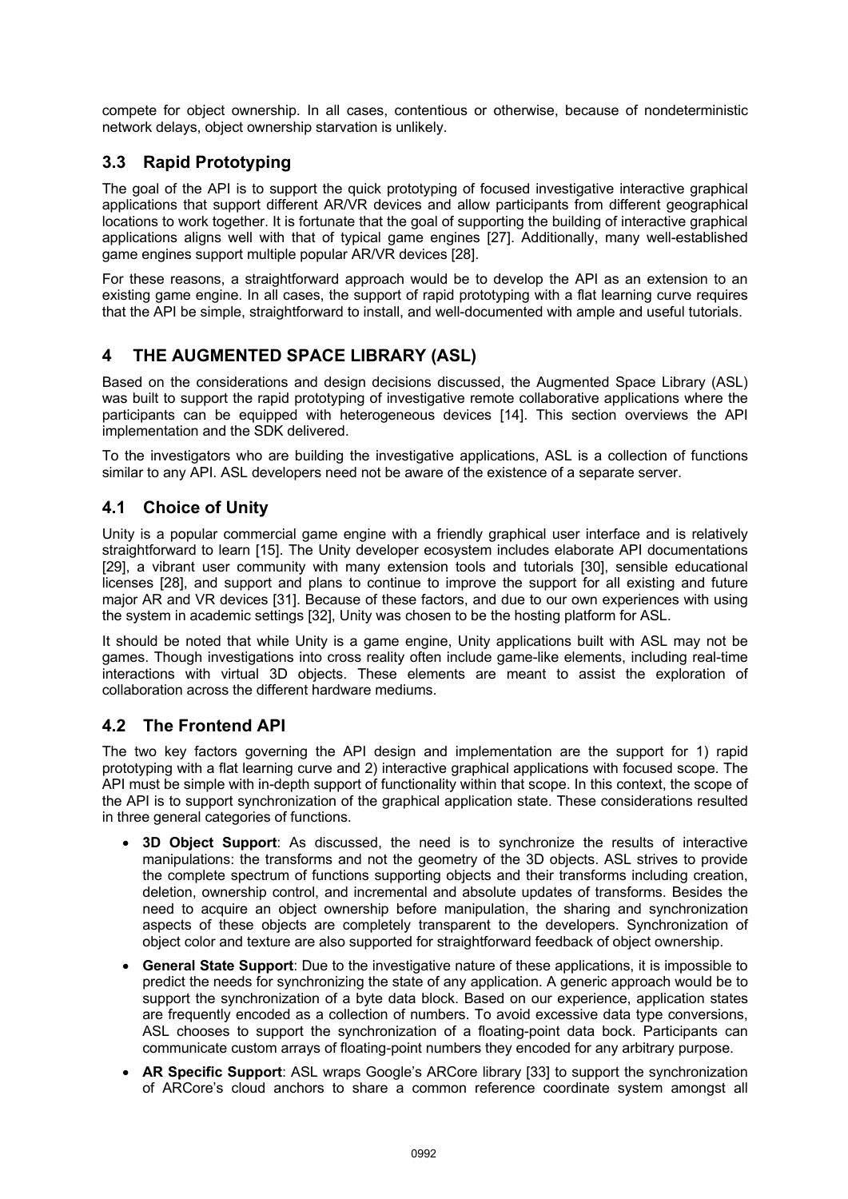compete for object ownership. In all cases, contentious or otherwise, because of nondeterministic network delays, object ownership starvation is unlikely.

### 3.3 Rapid Prototyping

The goal of the API is to support the quick prototyping of focused investigative interactive graphical applications that support different AR/VR devices and allow participants from different geographical locations to work together. It is fortunate that the goal of supporting the building of interactive graphical applications aligns well with that of typical game engines [27]. Additionally, many well-established game engines support multiple popular AR/VR devices [28].

For these reasons, a straightforward approach would be to develop the API as an extension to an existing game engine. In all cases, the support of rapid prototyping with a flat learning curve requires that the API be simple, straightforward to install, and well-documented with ample and useful tutorials.

## 4 THE AUGMENTED SPACE LIBRARY (ASL)

Based on the considerations and design decisions discussed, the Augmented Space Library (ASL) was built to support the rapid prototyping of investigative remote collaborative applications where the participants can be equipped with heterogeneous devices [14]. This section overviews the API implementation and the SDK delivered.

To the investigators who are building the investigative applications, ASL is a collection of functions similar to any API. ASL developers need not be aware of the existence of a separate server.

### 4.1 Choice of Unity

Unity is a popular commercial game engine with a friendly graphical user interface and is relatively straightforward to learn [15]. The Unity developer ecosystem includes elaborate API documentations [29], a vibrant user community with many extension tools and tutorials [30], sensible educational licenses [28], and support and plans to continue to improve the support for all existing and future major AR and VR devices [31]. Because of these factors, and due to our own experiences with using the system in academic settings [32], Unity was chosen to be the hosting platform for ASL.

It should be noted that while Unity is a game engine, Unity applications built with ASL may not be games. Though investigations into cross reality often include game-like elements, including real-time interactions with virtual 3D objects. These elements are meant to assist the exploration of collaboration across the different hardware mediums.

### 4.2 The Frontend API

The two key factors governing the API design and implementation are the support for 1) rapid prototyping with a flat learning curve and 2) interactive graphical applications with focused scope. The API must be simple with in-depth support of functionality within that scope. In this context, the scope of the API is to support synchronization of the graphical application state. These considerations resulted in three general categories of functions.

- **3D Object Support**: As discussed, the need is to synchronize the results of interactive manipulations: the transforms and not the geometry of the 3D objects. ASL strives to provide the complete spectrum of functions supporting objects and their transforms including creation, deletion, ownership control, and incremental and absolute updates of transforms. Besides the need to acquire an object ownership before manipulation, the sharing and synchronization aspects of these objects are completely transparent to the developers. Synchronization of object color and texture are also supported for straightforward feedback of object ownership.
- **General State Support**: Due to the investigative nature of these applications, it is impossible to predict the needs for synchronizing the state of any application. A generic approach would be to support the synchronization of a byte data block. Based on our experience, application states are frequently encoded as a collection of numbers. To avoid excessive data type conversions, ASL chooses to support the synchronization of a floating-point data bock. Participants can communicate custom arrays of floating-point numbers they encoded for any arbitrary purpose.
- **AR Specific Support**: ASL wraps Google's ARCore library [33] to support the synchronization of ARCore's cloud anchors to share a common reference coordinate system amongst all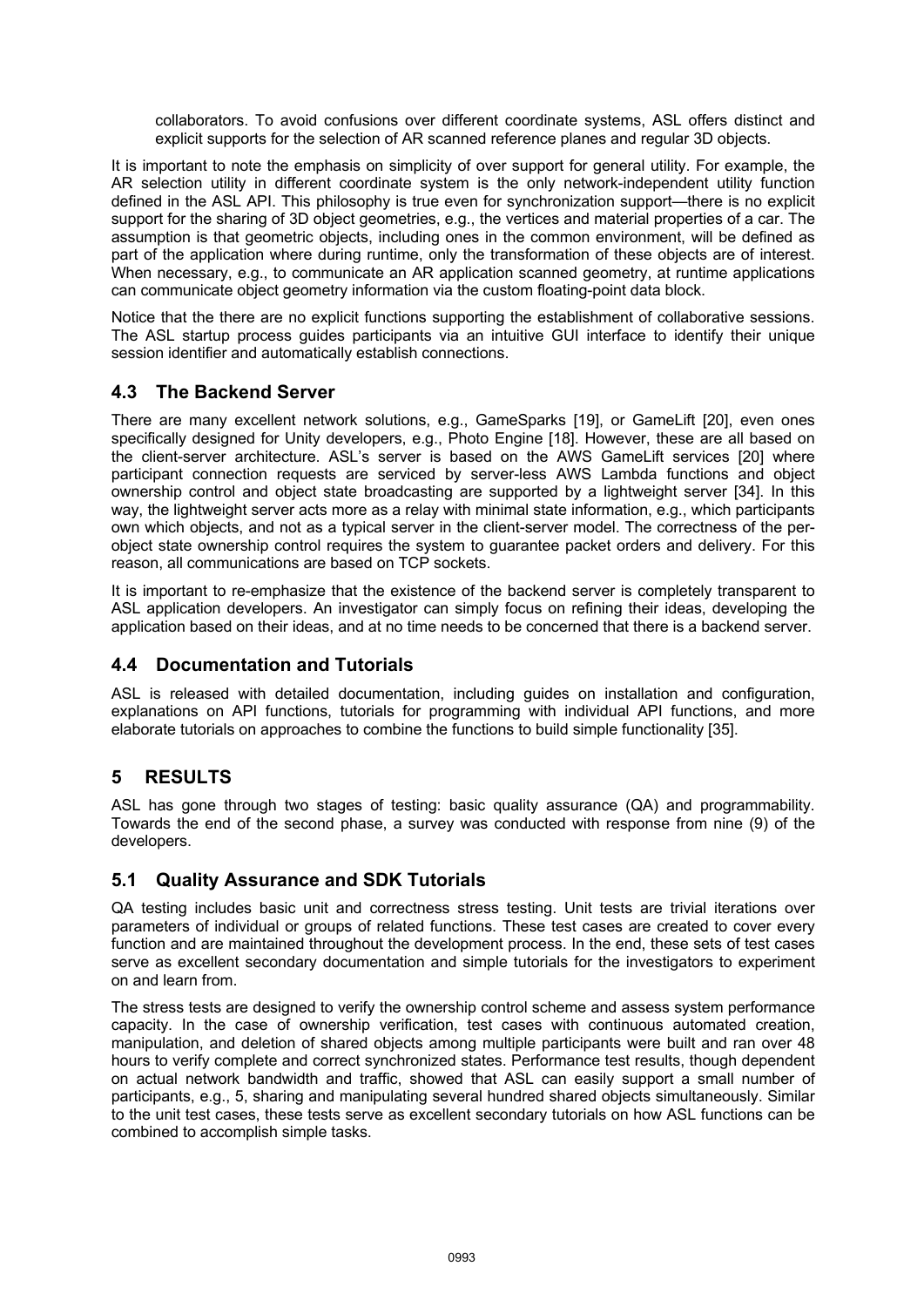collaborators. To avoid confusions over different coordinate systems, ASL offers distinct and explicit supports for the selection of AR scanned reference planes and regular 3D objects.

It is important to note the emphasis on simplicity of over support for general utility. For example, the AR selection utility in different coordinate system is the only network-independent utility function defined in the ASL API. This philosophy is true even for synchronization support—there is no explicit support for the sharing of 3D object geometries, e.g., the vertices and material properties of a car. The assumption is that geometric objects, including ones in the common environment, will be defined as part of the application where during runtime, only the transformation of these objects are of interest. When necessary, e.g., to communicate an AR application scanned geometry, at runtime applications can communicate object geometry information via the custom floating-point data block.

Notice that the there are no explicit functions supporting the establishment of collaborative sessions. The ASL startup process guides participants via an intuitive GUI interface to identify their unique session identifier and automatically establish connections.

### 4.3 The Backend Server

There are many excellent network solutions, e.g., GameSparks [19], or GameLift [20], even ones specifically designed for Unity developers, e.g., Photo Engine [18]. However, these are all based on the client-server architecture. ASL's server is based on the AWS GameLift services [20] where participant connection requests are serviced by server-less AWS Lambda functions and object ownership control and object state broadcasting are supported by a lightweight server [34]. In this way, the lightweight server acts more as a relay with minimal state information, e.g., which participants own which objects, and not as a typical server in the client-server model. The correctness of the per-object state ownership control requires the system to guarantee packet orders and delivery. For this reason, all communications are based on TCP sockets.

It is important to re-emphasize that the existence of the backend server is completely transparent to ASL application developers. An investigator can simply focus on refining their ideas, developing the application based on their ideas, and at no time needs to be concerned that there is a backend server.

### 4.4 Documentation and Tutorials

ASL is released with detailed documentation, including guides on installation and configuration, explanations on API functions, tutorials for programming with individual API functions, and more elaborate tutorials on approaches to combine the functions to build simple functionality [35].

## 5 RESULTS

ASL has gone through two stages of testing: basic quality assurance (QA) and programmability. Towards the end of the second phase, a survey was conducted with response from nine (9) of the developers.

### 5.1 Quality Assurance and SDK Tutorials

QA testing includes basic unit and correctness stress testing. Unit tests are trivial iterations over parameters of individual or groups of related functions. These test cases are created to cover every function and are maintained throughout the development process. In the end, these sets of test cases serve as excellent secondary documentation and simple tutorials for the investigators to experiment on and learn from.

The stress tests are designed to verify the ownership control scheme and assess system performance capacity. In the case of ownership verification, test cases with continuous automated creation, manipulation, and deletion of shared objects among multiple participants were built and ran over 48 hours to verify complete and correct synchronized states. Performance test results, though dependent on actual network bandwidth and traffic, showed that ASL can easily support a small number of participants, e.g., 5, sharing and manipulating several hundred shared objects simultaneously. Similar to the unit test cases, these tests serve as excellent secondary tutorials on how ASL functions can be combined to accomplish simple tasks.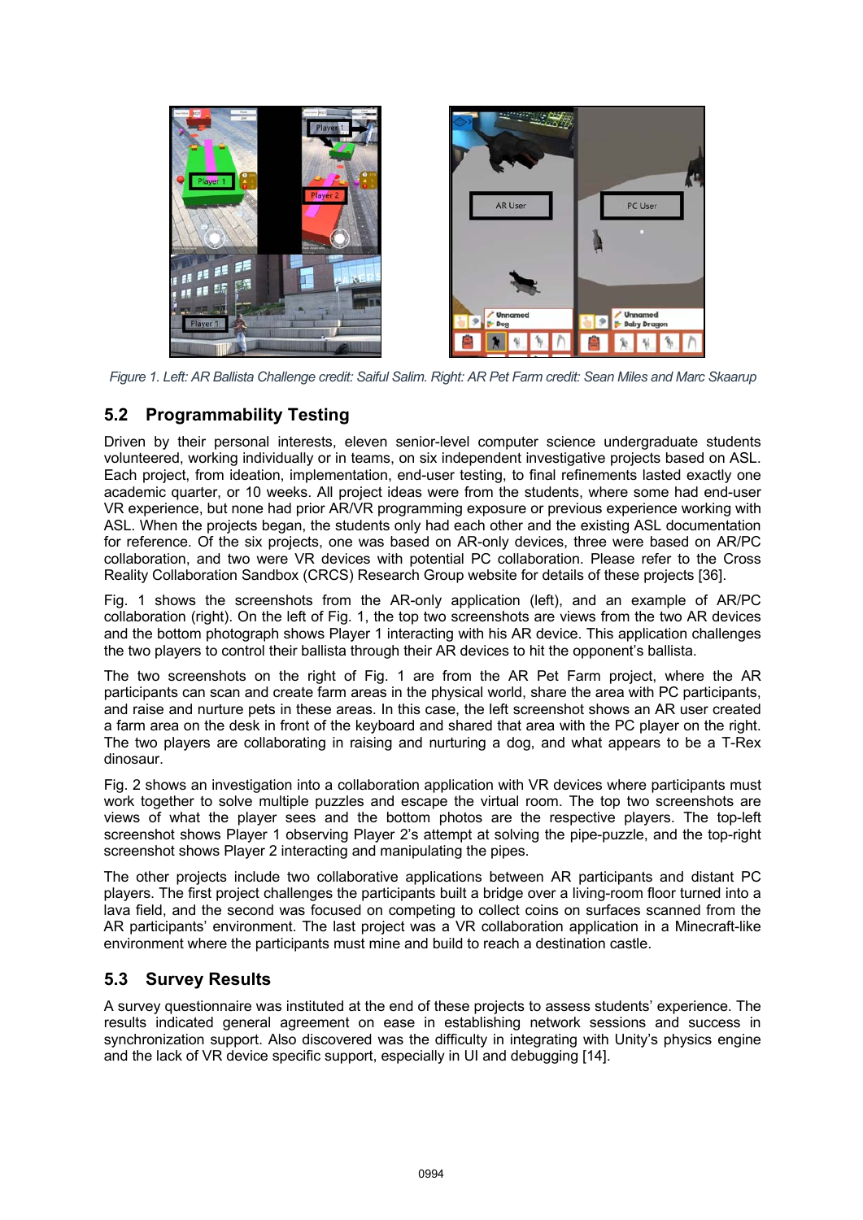Figure 1. Left: AR Ballista Challenge credit: Saiful Salim. Right: AR Pet Farm credit: Sean Miles and Marc Skaarup

## 5.2 Programmability Testing

Driven by their personal interests, eleven senior-level computer science undergraduate students volunteered, working individually or in teams, on six independent investigative projects based on ASL. Each project, from ideation, implementation, end-user testing, to final refinements lasted exactly one academic quarter, or 10 weeks. All project ideas were from the students, where some had end-user VR experience, but none had prior AR/VR programming exposure or previous experience working with ASL. When the projects began, the students only had each other and the existing ASL documentation for reference. Of the six projects, one was based on AR-only devices, three were based on AR/PC collaboration, and two were VR devices with potential PC collaboration. Please refer to the Cross Reality Collaboration Sandbox (CRCS) Research Group website for details of these projects [36].

Fig. 1 shows the screenshots from the AR-only application (left), and an example of AR/PC collaboration (right). On the left of Fig. 1, the top two screenshots are views from the two AR devices and the bottom photograph shows Player 1 interacting with his AR device. This application challenges the two players to control their ballista through their AR devices to hit the opponent's ballista.

The two screenshots on the right of Fig. 1 are from the AR Pet Farm project, where the AR participants can scan and create farm areas in the physical world, share the area with PC participants, and raise and nurture pets in these areas. In this case, the left screenshot shows an AR user created a farm area on the desk in front of the keyboard and shared that area with the PC player on the right. The two players are collaborating in raising and nurturing a dog, and what appears to be a T-Rex dinosaur.

Fig. 2 shows an investigation into a collaboration application with VR devices where participants must work together to solve multiple puzzles and escape the virtual room. The top two screenshots are views of what the player sees and the bottom photos are the respective players. The top-left screenshot shows Player 1 observing Player 2's attempt at solving the pipe-puzzle, and the top-right screenshot shows Player 2 interacting and manipulating the pipes.

The other projects include two collaborative applications between AR participants and distant PC players. The first project challenges the participants built a bridge over a living-room floor turned into a lava field, and the second was focused on competing to collect coins on surfaces scanned from the AR participants' environment. The last project was a VR collaboration application in a Minecraft-like environment where the participants must mine and build to reach a destination castle.

## 5.3 Survey Results

A survey questionnaire was instituted at the end of these projects to assess students' experience. The results indicated general agreement on ease in establishing network sessions and success in synchronization support. Also discovered was the difficulty in integrating with Unity's physics engine and the lack of VR device specific support, especially in UI and debugging [14].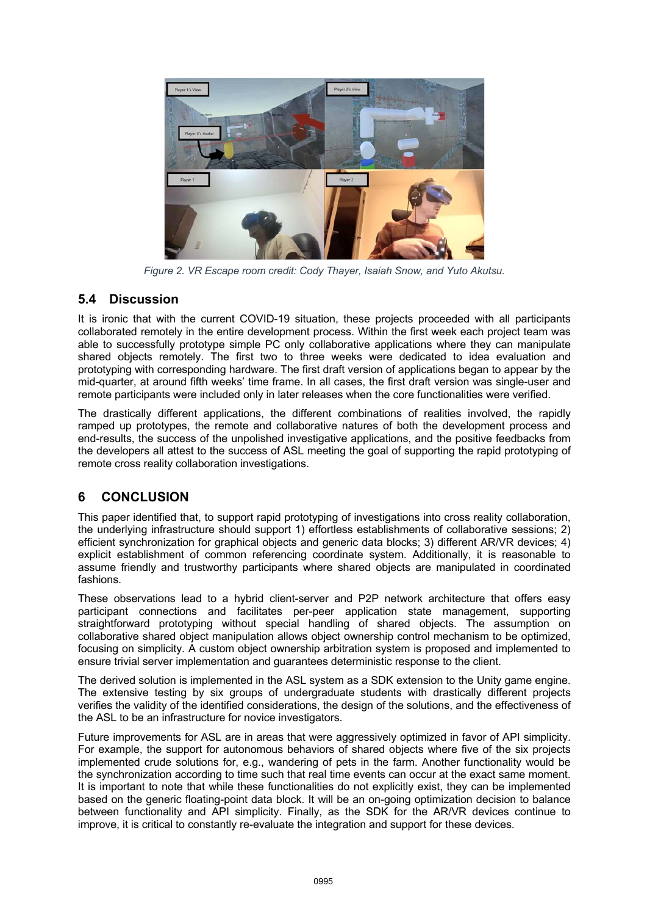*Figure 2. VR Escape room credit: Cody Thayer, Isaiah Snow, and Yuto Akutsu.*

### 5.4 Discussion

It is ironic that with the current COVID-19 situation, these projects proceeded with all participants collaborated remotely in the entire development process. Within the first week each project team was able to successfully prototype simple PC only collaborative applications where they can manipulate shared objects remotely. The first two to three weeks were dedicated to idea evaluation and prototyping with corresponding hardware. The first draft version of applications began to appear by the mid-quarter, at around fifth weeks' time frame. In all cases, the first draft version was single-user and remote participants were included only in later releases when the core functionalities were verified.

The drastically different applications, the different combinations of realities involved, the rapidly ramped up prototypes, the remote and collaborative natures of both the development process and end-results, the success of the unpolished investigative applications, and the positive feedbacks from the developers all attest to the success of ASL meeting the goal of supporting the rapid prototyping of remote cross reality collaboration investigations.

## 6 CONCLUSION

This paper identified that, to support rapid prototyping of investigations into cross reality collaboration, the underlying infrastructure should support 1) effortless establishments of collaborative sessions; 2) efficient synchronization for graphical objects and generic data blocks; 3) different AR/VR devices; 4) explicit establishment of common referencing coordinate system. Additionally, it is reasonable to assume friendly and trustworthy participants where shared objects are manipulated in coordinated fashions.

These observations lead to a hybrid client-server and P2P network architecture that offers easy participant connections and facilitates per-peer application state management, supporting straightforward prototyping without special handling of shared objects. The assumption on collaborative shared object manipulation allows object ownership control mechanism to be optimized, focusing on simplicity. A custom object ownership arbitration system is proposed and implemented to ensure trivial server implementation and guarantees deterministic response to the client.

The derived solution is implemented in the ASL system as a SDK extension to the Unity game engine. The extensive testing by six groups of undergraduate students with drastically different projects verifies the validity of the identified considerations, the design of the solutions, and the effectiveness of the ASL to be an infrastructure for novice investigators.

Future improvements for ASL are in areas that were aggressively optimized in favor of API simplicity. For example, the support for autonomous behaviors of shared objects where five of the six projects implemented crude solutions for, e.g., wandering of pets in the farm. Another functionality would be the synchronization according to time such that real time events can occur at the exact same moment. It is important to note that while these functionalities do not explicitly exist, they can be implemented based on the generic floating-point data block. It will be an on-going optimization decision to balance between functionality and API simplicity. Finally, as the SDK for the AR/VR devices continue to improve, it is critical to constantly re-evaluate the integration and support for these devices.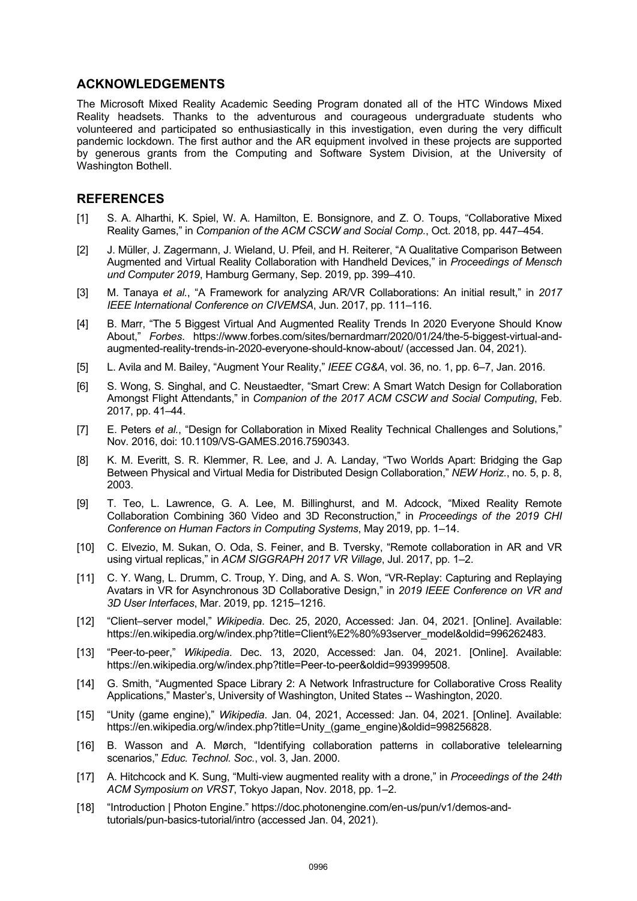## ACKNOWLEDGEMENTS

The Microsoft Mixed Reality Academic Seeding Program donated all of the HTC Windows Mixed Reality headsets. Thanks to the adventurous and courageous undergraduate students who volunteered and participated so enthusiastically in this investigation, even during the very difficult pandemic lockdown. The first author and the AR equipment involved in these projects are supported by generous grants from the Computing and Software System Division, at the University of Washington Bothell.

## REFERENCES

[1] S. A. Alharthi, K. Spiel, W. A. Hamilton, E. Bonsignore, and Z. O. Toups, "Collaborative Mixed Reality Games," in *Companion of the ACM CSCW and Social Comp.*, Oct. 2018, pp. 447–454.

[2] J. Müller, J. Zagermann, J. Wieland, U. Pfeil, and H. Reiterer, "A Qualitative Comparison Between Augmented and Virtual Reality Collaboration with Handheld Devices," in *Proceedings of Mensch und Computer 2019*, Hamburg Germany, Sep. 2019, pp. 399–410.

[3] M. Tanaya *et al.*, "A Framework for analyzing AR/VR Collaborations: An initial result," in *2017 IEEE International Conference on CIVEMSA*, Jun. 2017, pp. 111–116.

[4] B. Marr, "The 5 Biggest Virtual And Augmented Reality Trends In 2020 Everyone Should Know About," *Forbes*. https://www.forbes.com/sites/bernardmarr/2020/01/24/the-5-biggest-virtual-and-augmented-reality-trends-in-2020-everyone-should-know-about/ (accessed Jan. 04, 2021).

[5] L. Avila and M. Bailey, "Augment Your Reality," *IEEE CG&A*, vol. 36, no. 1, pp. 6–7, Jan. 2016.

[6] S. Wong, S. Singhal, and C. Neustaedter, "Smart Crew: A Smart Watch Design for Collaboration Amongst Flight Attendants," in *Companion of the 2017 ACM CSCW and Social Computing*, Feb. 2017, pp. 41–44.

[7] E. Peters *et al.*, "Design for Collaboration in Mixed Reality Technical Challenges and Solutions," Nov. 2016, doi: 10.1109/VS-GAMES.2016.7590343.

[8] K. M. Everitt, S. R. Klemmer, R. Lee, and J. A. Landay, "Two Worlds Apart: Bridging the Gap Between Physical and Virtual Media for Distributed Design Collaboration," *NEW Horiz.*, no. 5, p. 8, 2003.

[9] T. Teo, L. Lawrence, G. A. Lee, M. Billinghurst, and M. Adcock, "Mixed Reality Remote Collaboration Combining 360 Video and 3D Reconstruction," in *Proceedings of the 2019 CHI Conference on Human Factors in Computing Systems*, May 2019, pp. 1–14.

[10] C. Elvezio, M. Sukan, O. Oda, S. Feiner, and B. Tversky, "Remote collaboration in AR and VR using virtual replicas," in *ACM SIGGRAPH 2017 VR Village*, Jul. 2017, pp. 1–2.

[11] C. Y. Wang, L. Drumm, C. Troup, Y. Ding, and A. S. Won, "VR-Replay: Capturing and Replaying Avatars in VR for Asynchronous 3D Collaborative Design," in *2019 IEEE Conference on VR and 3D User Interfaces*, Mar. 2019, pp. 1215–1216.

[12] "Client–server model," *Wikipedia*. Dec. 25, 2020, Accessed: Jan. 04, 2021. [Online]. Available: https://en.wikipedia.org/w/index.php?title=Client%E2%80%93server_model&oldid=996262483.

[13] "Peer-to-peer," *Wikipedia*. Dec. 13, 2020, Accessed: Jan. 04, 2021. [Online]. Available: https://en.wikipedia.org/w/index.php?title=Peer-to-peer&oldid=993999508.

[14] G. Smith, "Augmented Space Library 2: A Network Infrastructure for Collaborative Cross Reality Applications," Master's, University of Washington, United States -- Washington, 2020.

[15] "Unity (game engine)," *Wikipedia*. Jan. 04, 2021, Accessed: Jan. 04, 2021. [Online]. Available: https://en.wikipedia.org/w/index.php?title=Unity_(game_engine)&oldid=998256828.

[16] B. Wasson and A. Mørch, "Identifying collaboration patterns in collaborative telelearning scenarios," *Educ. Technol. Soc.*, vol. 3, Jan. 2000.

[17] A. Hitchcock and K. Sung, "Multi-view augmented reality with a drone," in *Proceedings of the 24th ACM Symposium on VRST*, Tokyo Japan, Nov. 2018, pp. 1–2.

[18] "Introduction | Photon Engine." https://doc.photonengine.com/en-us/pun/v1/demos-and-tutorials/pun-basics-tutorial/intro (accessed Jan. 04, 2021).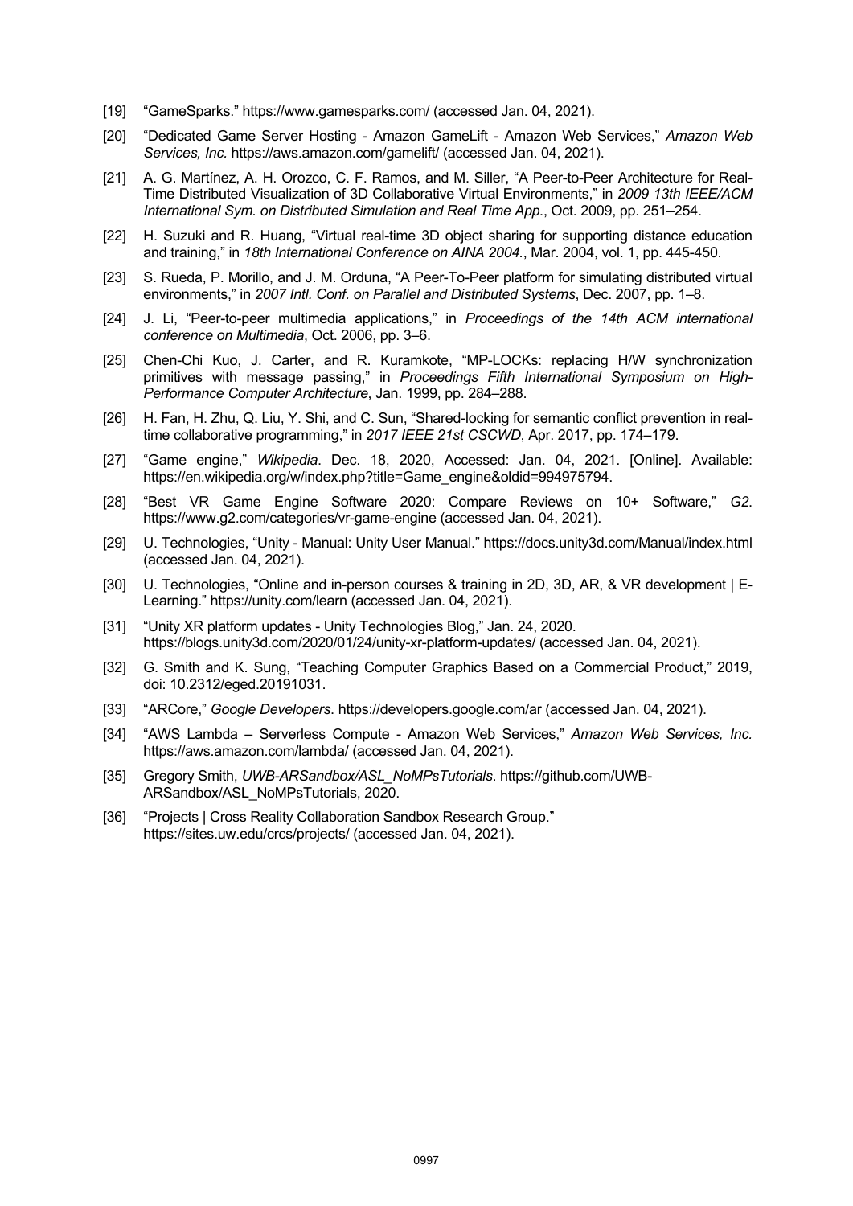[19] "GameSparks." https://www.gamesparks.com/ (accessed Jan. 04, 2021).

[20] "Dedicated Game Server Hosting - Amazon GameLift - Amazon Web Services," *Amazon Web Services, Inc.* https://aws.amazon.com/gamelift/ (accessed Jan. 04, 2021).

[21] A. G. Martínez, A. H. Orozco, C. F. Ramos, and M. Siller, "A Peer-to-Peer Architecture for Real-Time Distributed Visualization of 3D Collaborative Virtual Environments," in *2009 13th IEEE/ACM International Sym. on Distributed Simulation and Real Time App.*, Oct. 2009, pp. 251–254.

[22] H. Suzuki and R. Huang, "Virtual real-time 3D object sharing for supporting distance education and training," in *18th International Conference on AINA 2004.*, Mar. 2004, vol. 1, pp. 445-450.

[23] S. Rueda, P. Morillo, and J. M. Orduna, "A Peer-To-Peer platform for simulating distributed virtual environments," in *2007 Intl. Conf. on Parallel and Distributed Systems*, Dec. 2007, pp. 1–8.

[24] J. Li, "Peer-to-peer multimedia applications," in *Proceedings of the 14th ACM international conference on Multimedia*, Oct. 2006, pp. 3–6.

[25] Chen-Chi Kuo, J. Carter, and R. Kuramkote, "MP-LOCKs: replacing H/W synchronization primitives with message passing," in *Proceedings Fifth International Symposium on High-Performance Computer Architecture*, Jan. 1999, pp. 284–288.

[26] H. Fan, H. Zhu, Q. Liu, Y. Shi, and C. Sun, "Shared-locking for semantic conflict prevention in real-time collaborative programming," in *2017 IEEE 21st CSCWD*, Apr. 2017, pp. 174–179.

[27] "Game engine," *Wikipedia*. Dec. 18, 2020, Accessed: Jan. 04, 2021. [Online]. Available: https://en.wikipedia.org/w/index.php?title=Game_engine&oldid=994975794.

[28] "Best VR Game Engine Software 2020: Compare Reviews on 10+ Software," *G2*. https://www.g2.com/categories/vr-game-engine (accessed Jan. 04, 2021).

[29] U. Technologies, "Unity - Manual: Unity User Manual." https://docs.unity3d.com/Manual/index.html (accessed Jan. 04, 2021).

[30] U. Technologies, "Online and in-person courses & training in 2D, 3D, AR, & VR development | E-Learning." https://unity.com/learn (accessed Jan. 04, 2021).

[31] "Unity XR platform updates - Unity Technologies Blog," Jan. 24, 2020. https://blogs.unity3d.com/2020/01/24/unity-xr-platform-updates/ (accessed Jan. 04, 2021).

[32] G. Smith and K. Sung, "Teaching Computer Graphics Based on a Commercial Product," 2019, doi: 10.2312/eged.20191031.

[33] "ARCore," *Google Developers*. https://developers.google.com/ar (accessed Jan. 04, 2021).

[34] "AWS Lambda – Serverless Compute - Amazon Web Services," *Amazon Web Services, Inc.* https://aws.amazon.com/lambda/ (accessed Jan. 04, 2021).

[35] Gregory Smith, *UWB-ARSandbox/ASL_NoMPsTutorials*. https://github.com/UWB-ARSandbox/ASL_NoMPsTutorials, 2020.

[36] "Projects | Cross Reality Collaboration Sandbox Research Group." https://sites.uw.edu/crcs/projects/ (accessed Jan. 04, 2021).